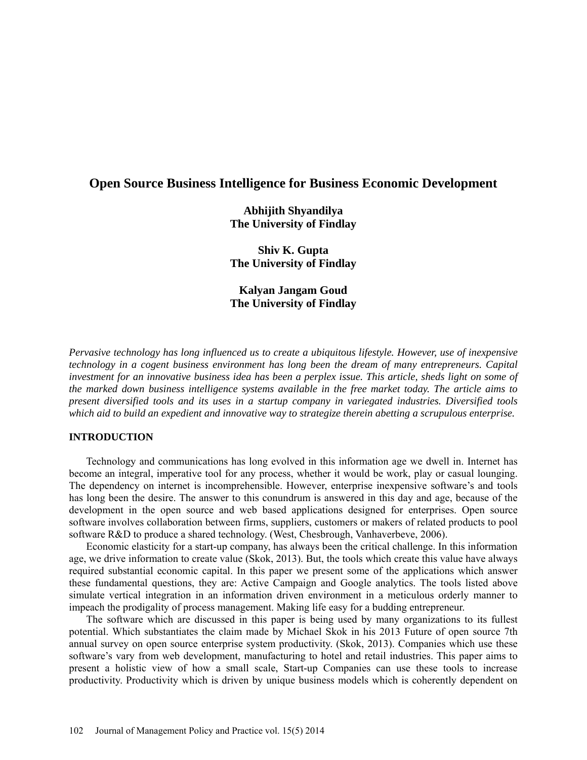# Open Source Business Intelligence for Business Economic Development

**Abhijith Shyandilya**
**The University of Findlay**

**Shiv K. Gupta**
**The University of Findlay**

**Kalyan Jangam Goud**
**The University of Findlay**

*Pervasive technology has long influenced us to create a ubiquitous lifestyle. However, use of inexpensive technology in a cogent business environment has long been the dream of many entrepreneurs. Capital investment for an innovative business idea has been a perplex issue. This article, sheds light on some of the marked down business intelligence systems available in the free market today. The article aims to present diversified tools and its uses in a startup company in variegated industries. Diversified tools which aid to build an expedient and innovative way to strategize therein abetting a scrupulous enterprise.*

## INTRODUCTION

Technology and communications has long evolved in this information age we dwell in. Internet has become an integral, imperative tool for any process, whether it would be work, play or casual lounging. The dependency on internet is incomprehensible. However, enterprise inexpensive software's and tools has long been the desire. The answer to this conundrum is answered in this day and age, because of the development in the open source and web based applications designed for enterprises. Open source software involves collaboration between firms, suppliers, customers or makers of related products to pool software R&D to produce a shared technology. (West, Chesbrough, Vanhaverbeve, 2006).

Economic elasticity for a start-up company, has always been the critical challenge. In this information age, we drive information to create value (Skok, 2013). But, the tools which create this value have always required substantial economic capital. In this paper we present some of the applications which answer these fundamental questions, they are: Active Campaign and Google analytics. The tools listed above simulate vertical integration in an information driven environment in a meticulous orderly manner to impeach the prodigality of process management. Making life easy for a budding entrepreneur.

The software which are discussed in this paper is being used by many organizations to its fullest potential. Which substantiates the claim made by Michael Skok in his 2013 Future of open source 7th annual survey on open source enterprise system productivity. (Skok, 2013). Companies which use these software's vary from web development, manufacturing to hotel and retail industries. This paper aims to present a holistic view of how a small scale, Start-up Companies can use these tools to increase productivity. Productivity which is driven by unique business models which is coherently dependent on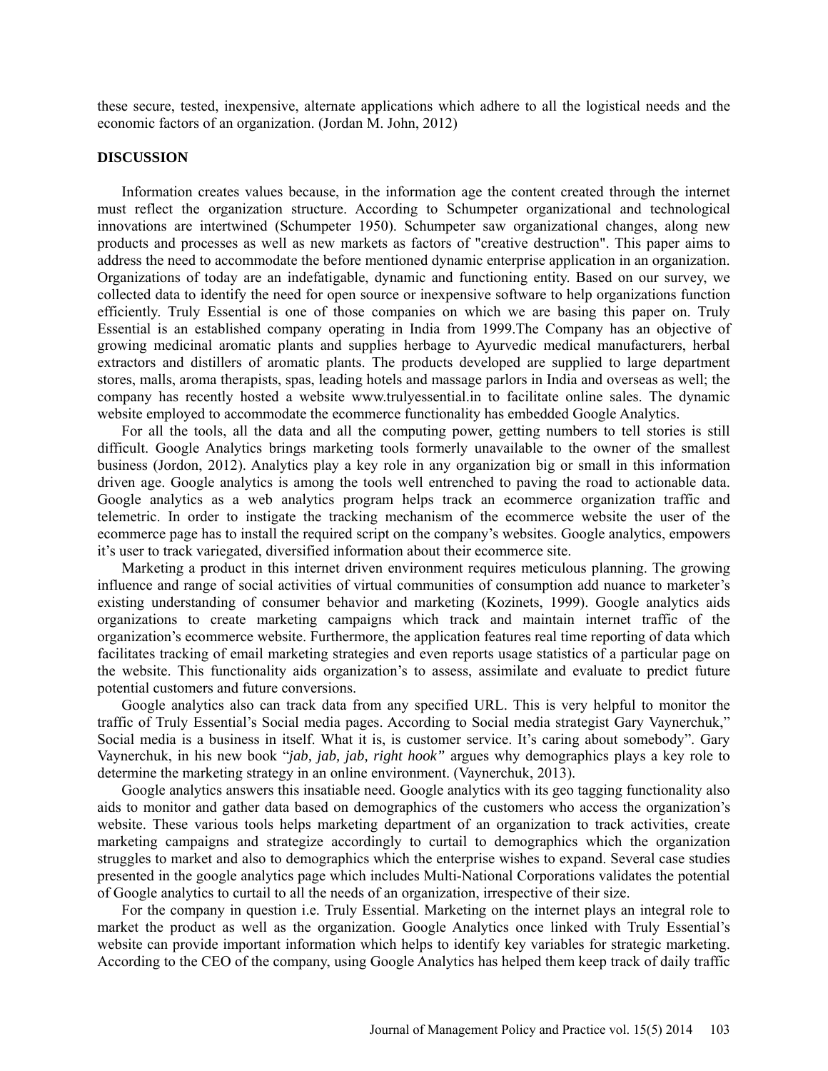these secure, tested, inexpensive, alternate applications which adhere to all the logistical needs and the economic factors of an organization. (Jordan M. John, 2012)

## DISCUSSION

Information creates values because, in the information age the content created through the internet must reflect the organization structure. According to Schumpeter organizational and technological innovations are intertwined (Schumpeter 1950). Schumpeter saw organizational changes, along new products and processes as well as new markets as factors of "creative destruction". This paper aims to address the need to accommodate the before mentioned dynamic enterprise application in an organization. Organizations of today are an indefatigable, dynamic and functioning entity. Based on our survey, we collected data to identify the need for open source or inexpensive software to help organizations function efficiently. Truly Essential is one of those companies on which we are basing this paper on. Truly Essential is an established company operating in India from 1999.The Company has an objective of growing medicinal aromatic plants and supplies herbage to Ayurvedic medical manufacturers, herbal extractors and distillers of aromatic plants. The products developed are supplied to large department stores, malls, aroma therapists, spas, leading hotels and massage parlors in India and overseas as well; the company has recently hosted a website www.trulyessential.in to facilitate online sales. The dynamic website employed to accommodate the ecommerce functionality has embedded Google Analytics.

For all the tools, all the data and all the computing power, getting numbers to tell stories is still difficult. Google Analytics brings marketing tools formerly unavailable to the owner of the smallest business (Jordon, 2012). Analytics play a key role in any organization big or small in this information driven age. Google analytics is among the tools well entrenched to paving the road to actionable data. Google analytics as a web analytics program helps track an ecommerce organization traffic and telemetric. In order to instigate the tracking mechanism of the ecommerce website the user of the ecommerce page has to install the required script on the company's websites. Google analytics, empowers it's user to track variegated, diversified information about their ecommerce site.

Marketing a product in this internet driven environment requires meticulous planning. The growing influence and range of social activities of virtual communities of consumption add nuance to marketer's existing understanding of consumer behavior and marketing (Kozinets, 1999). Google analytics aids organizations to create marketing campaigns which track and maintain internet traffic of the organization's ecommerce website. Furthermore, the application features real time reporting of data which facilitates tracking of email marketing strategies and even reports usage statistics of a particular page on the website. This functionality aids organization's to assess, assimilate and evaluate to predict future potential customers and future conversions.

Google analytics also can track data from any specified URL. This is very helpful to monitor the traffic of Truly Essential's Social media pages. According to Social media strategist Gary Vaynerchuk," Social media is a business in itself. What it is, is customer service. It's caring about somebody". Gary Vaynerchuk, in his new book "*jab, jab, jab, right hook"* argues why demographics plays a key role to determine the marketing strategy in an online environment. (Vaynerchuk, 2013).

Google analytics answers this insatiable need. Google analytics with its geo tagging functionality also aids to monitor and gather data based on demographics of the customers who access the organization's website. These various tools helps marketing department of an organization to track activities, create marketing campaigns and strategize accordingly to curtail to demographics which the organization struggles to market and also to demographics which the enterprise wishes to expand. Several case studies presented in the google analytics page which includes Multi-National Corporations validates the potential of Google analytics to curtail to all the needs of an organization, irrespective of their size.

For the company in question i.e. Truly Essential. Marketing on the internet plays an integral role to market the product as well as the organization. Google Analytics once linked with Truly Essential's website can provide important information which helps to identify key variables for strategic marketing. According to the CEO of the company, using Google Analytics has helped them keep track of daily traffic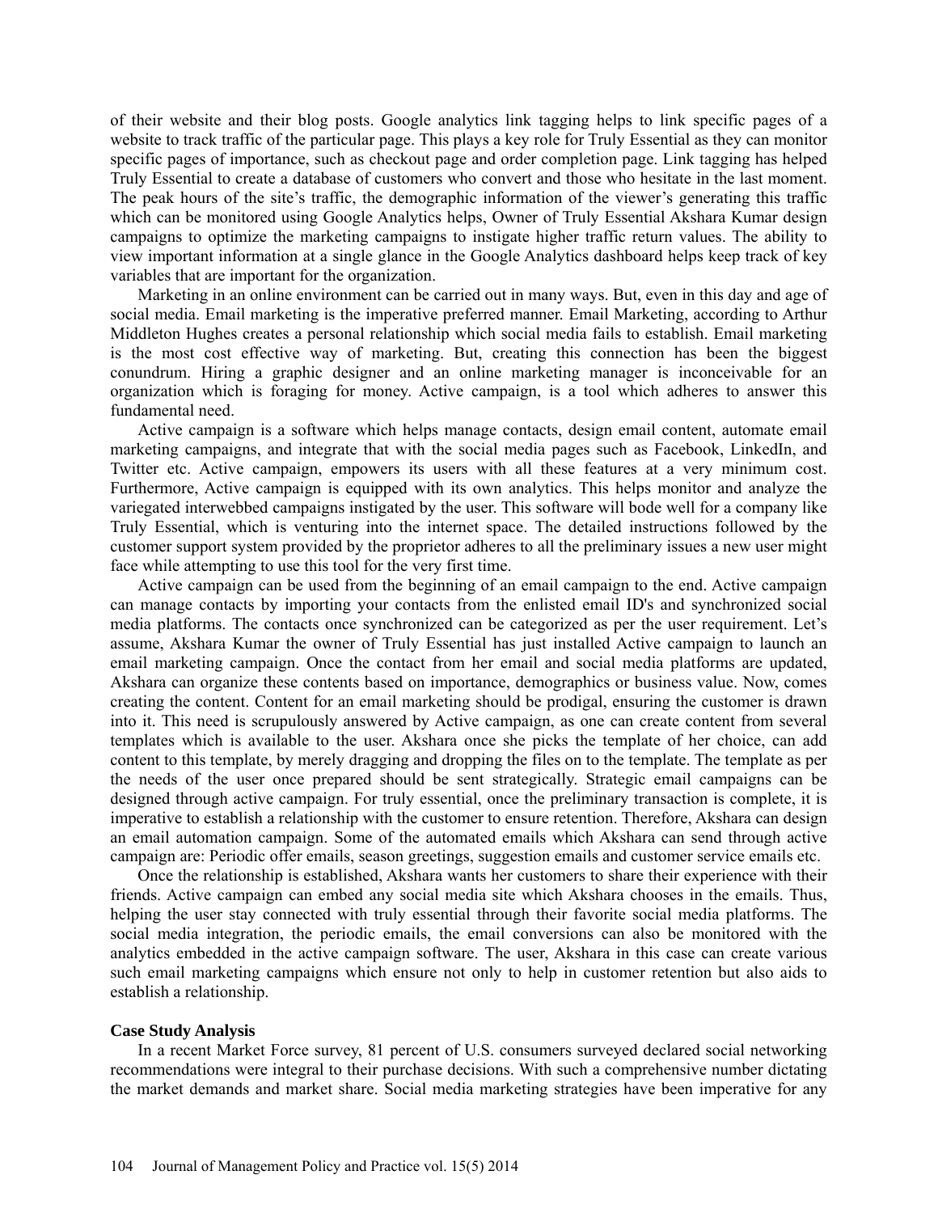of their website and their blog posts. Google analytics link tagging helps to link specific pages of a website to track traffic of the particular page. This plays a key role for Truly Essential as they can monitor specific pages of importance, such as checkout page and order completion page. Link tagging has helped Truly Essential to create a database of customers who convert and those who hesitate in the last moment. The peak hours of the site's traffic, the demographic information of the viewer's generating this traffic which can be monitored using Google Analytics helps, Owner of Truly Essential Akshara Kumar design campaigns to optimize the marketing campaigns to instigate higher traffic return values. The ability to view important information at a single glance in the Google Analytics dashboard helps keep track of key variables that are important for the organization.

Marketing in an online environment can be carried out in many ways. But, even in this day and age of social media. Email marketing is the imperative preferred manner. Email Marketing, according to Arthur Middleton Hughes creates a personal relationship which social media fails to establish. Email marketing is the most cost effective way of marketing. But, creating this connection has been the biggest conundrum. Hiring a graphic designer and an online marketing manager is inconceivable for an organization which is foraging for money. Active campaign, is a tool which adheres to answer this fundamental need.

Active campaign is a software which helps manage contacts, design email content, automate email marketing campaigns, and integrate that with the social media pages such as Facebook, LinkedIn, and Twitter etc. Active campaign, empowers its users with all these features at a very minimum cost. Furthermore, Active campaign is equipped with its own analytics. This helps monitor and analyze the variegated interwebbed campaigns instigated by the user. This software will bode well for a company like Truly Essential, which is venturing into the internet space. The detailed instructions followed by the customer support system provided by the proprietor adheres to all the preliminary issues a new user might face while attempting to use this tool for the very first time.

Active campaign can be used from the beginning of an email campaign to the end. Active campaign can manage contacts by importing your contacts from the enlisted email ID's and synchronized social media platforms. The contacts once synchronized can be categorized as per the user requirement. Let's assume, Akshara Kumar the owner of Truly Essential has just installed Active campaign to launch an email marketing campaign. Once the contact from her email and social media platforms are updated, Akshara can organize these contents based on importance, demographics or business value. Now, comes creating the content. Content for an email marketing should be prodigal, ensuring the customer is drawn into it. This need is scrupulously answered by Active campaign, as one can create content from several templates which is available to the user. Akshara once she picks the template of her choice, can add content to this template, by merely dragging and dropping the files on to the template. The template as per the needs of the user once prepared should be sent strategically. Strategic email campaigns can be designed through active campaign. For truly essential, once the preliminary transaction is complete, it is imperative to establish a relationship with the customer to ensure retention. Therefore, Akshara can design an email automation campaign. Some of the automated emails which Akshara can send through active campaign are: Periodic offer emails, season greetings, suggestion emails and customer service emails etc.

Once the relationship is established, Akshara wants her customers to share their experience with their friends. Active campaign can embed any social media site which Akshara chooses in the emails. Thus, helping the user stay connected with truly essential through their favorite social media platforms. The social media integration, the periodic emails, the email conversions can also be monitored with the analytics embedded in the active campaign software. The user, Akshara in this case can create various such email marketing campaigns which ensure not only to help in customer retention but also aids to establish a relationship.

**Case Study Analysis**

In a recent Market Force survey, 81 percent of U.S. consumers surveyed declared social networking recommendations were integral to their purchase decisions. With such a comprehensive number dictating the market demands and market share. Social media marketing strategies have been imperative for any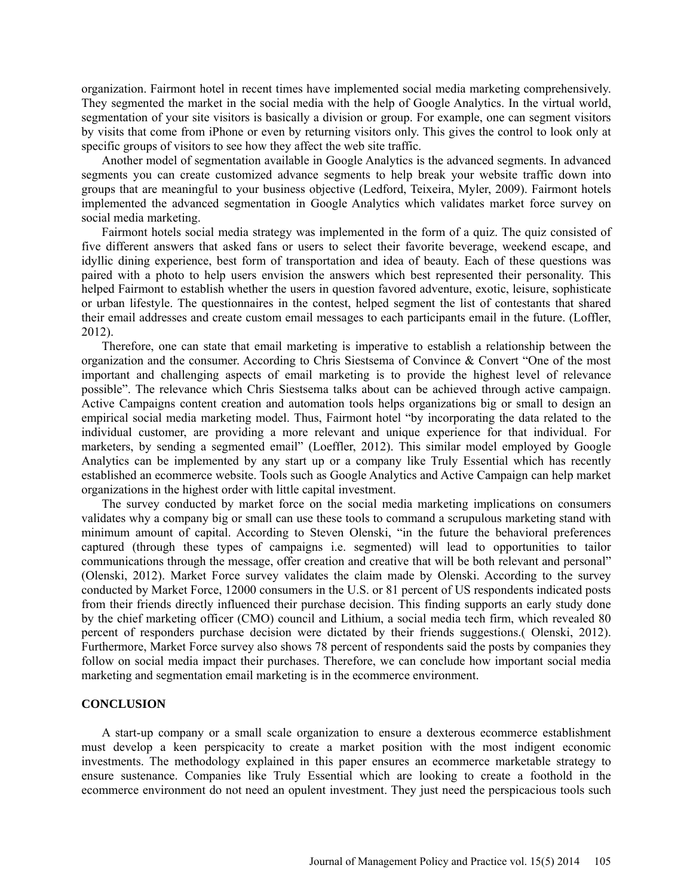organization. Fairmont hotel in recent times have implemented social media marketing comprehensively. They segmented the market in the social media with the help of Google Analytics. In the virtual world, segmentation of your site visitors is basically a division or group. For example, one can segment visitors by visits that come from iPhone or even by returning visitors only. This gives the control to look only at specific groups of visitors to see how they affect the web site traffic.

Another model of segmentation available in Google Analytics is the advanced segments. In advanced segments you can create customized advance segments to help break your website traffic down into groups that are meaningful to your business objective (Ledford, Teixeira, Myler, 2009). Fairmont hotels implemented the advanced segmentation in Google Analytics which validates market force survey on social media marketing.

Fairmont hotels social media strategy was implemented in the form of a quiz. The quiz consisted of five different answers that asked fans or users to select their favorite beverage, weekend escape, and idyllic dining experience, best form of transportation and idea of beauty. Each of these questions was paired with a photo to help users envision the answers which best represented their personality. This helped Fairmont to establish whether the users in question favored adventure, exotic, leisure, sophisticate or urban lifestyle. The questionnaires in the contest, helped segment the list of contestants that shared their email addresses and create custom email messages to each participants email in the future. (Loffler, 2012).

Therefore, one can state that email marketing is imperative to establish a relationship between the organization and the consumer. According to Chris Siestsema of Convince & Convert "One of the most important and challenging aspects of email marketing is to provide the highest level of relevance possible". The relevance which Chris Siestsema talks about can be achieved through active campaign. Active Campaigns content creation and automation tools helps organizations big or small to design an empirical social media marketing model. Thus, Fairmont hotel "by incorporating the data related to the individual customer, are providing a more relevant and unique experience for that individual. For marketers, by sending a segmented email" (Loeffler, 2012). This similar model employed by Google Analytics can be implemented by any start up or a company like Truly Essential which has recently established an ecommerce website. Tools such as Google Analytics and Active Campaign can help market organizations in the highest order with little capital investment.

The survey conducted by market force on the social media marketing implications on consumers validates why a company big or small can use these tools to command a scrupulous marketing stand with minimum amount of capital. According to Steven Olenski, "in the future the behavioral preferences captured (through these types of campaigns i.e. segmented) will lead to opportunities to tailor communications through the message, offer creation and creative that will be both relevant and personal" (Olenski, 2012). Market Force survey validates the claim made by Olenski. According to the survey conducted by Market Force, 12000 consumers in the U.S. or 81 percent of US respondents indicated posts from their friends directly influenced their purchase decision. This finding supports an early study done by the chief marketing officer (CMO) council and Lithium, a social media tech firm, which revealed 80 percent of responders purchase decision were dictated by their friends suggestions.( Olenski, 2012). Furthermore, Market Force survey also shows 78 percent of respondents said the posts by companies they follow on social media impact their purchases. Therefore, we can conclude how important social media marketing and segmentation email marketing is in the ecommerce environment.

## CONCLUSION

A start-up company or a small scale organization to ensure a dexterous ecommerce establishment must develop a keen perspicacity to create a market position with the most indigent economic investments. The methodology explained in this paper ensures an ecommerce marketable strategy to ensure sustenance. Companies like Truly Essential which are looking to create a foothold in the ecommerce environment do not need an opulent investment. They just need the perspicacious tools such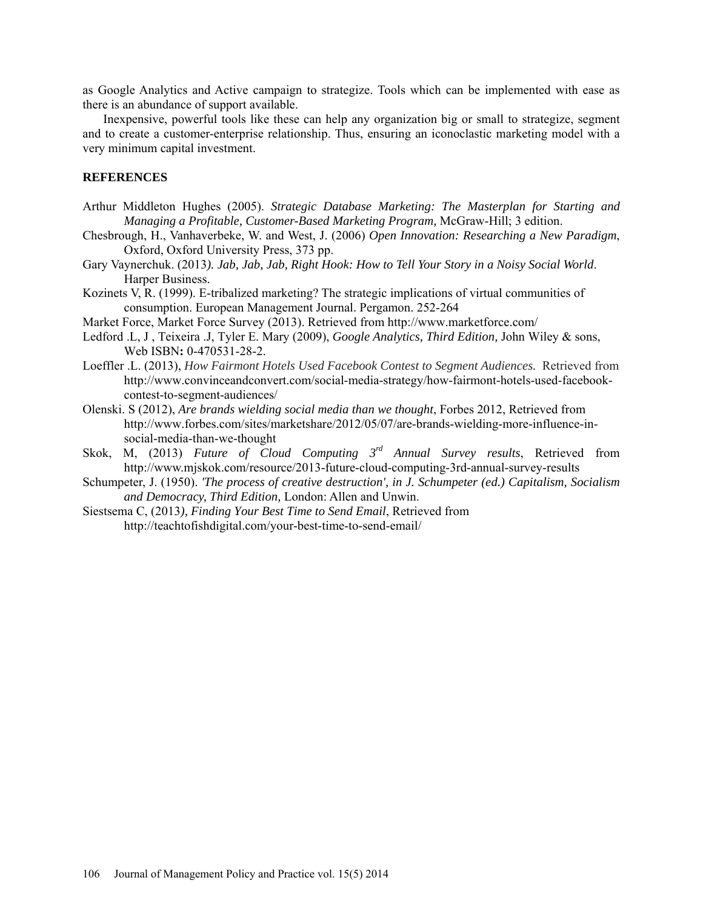as Google Analytics and Active campaign to strategize. Tools which can be implemented with ease as there is an abundance of support available.

Inexpensive, powerful tools like these can help any organization big or small to strategize, segment and to create a customer-enterprise relationship. Thus, ensuring an iconoclastic marketing model with a very minimum capital investment.

## REFERENCES

Arthur Middleton Hughes (2005). *Strategic Database Marketing: The Masterplan for Starting and Managing a Profitable, Customer-Based Marketing Program,* McGraw-Hill; 3 edition.

Chesbrough, H., Vanhaverbeke, W. and West, J. (2006) *Open Innovation: Researching a New Paradigm*, Oxford, Oxford University Press, 373 pp.

Gary Vaynerchuk. (2013*). Jab, Jab, Jab, Right Hook: How to Tell Your Story in a Noisy Social World*. Harper Business.

Kozinets V, R. (1999). E-tribalized marketing? The strategic implications of virtual communities of consumption. European Management Journal. Pergamon. 252-264

Market Force, Market Force Survey (2013). Retrieved from http://www.marketforce.com/

Ledford .L, J , Teixeira .J, Tyler E. Mary (2009), *Google Analytics, Third Edition,* John Wiley & sons, Web ISBN**:** 0-470531-28-2.

Loeffler .L. (2013), *How Fairmont Hotels Used Facebook Contest to Segment Audiences.* Retrieved from http://www.convinceandconvert.com/social-media-strategy/how-fairmont-hotels-used-facebook-contest-to-segment-audiences/

Olenski. S (2012), *Are brands wielding social media than we thought*, Forbes 2012, Retrieved from http://www.forbes.com/sites/marketshare/2012/05/07/are-brands-wielding-more-influence-in-social-media-than-we-thought

Skok, M, (2013) *Future of Cloud Computing 3rd Annual Survey results*, Retrieved from http://www.mjskok.com/resource/2013-future-cloud-computing-3rd-annual-survey-results

Schumpeter, J. (1950). *'The process of creative destruction', in J. Schumpeter (ed.) Capitalism, Socialism and Democracy, Third Edition,* London: Allen and Unwin.

Siestsema C, (2013*), Finding Your Best Time to Send Email*, Retrieved from http://teachtofishdigital.com/your-best-time-to-send-email/